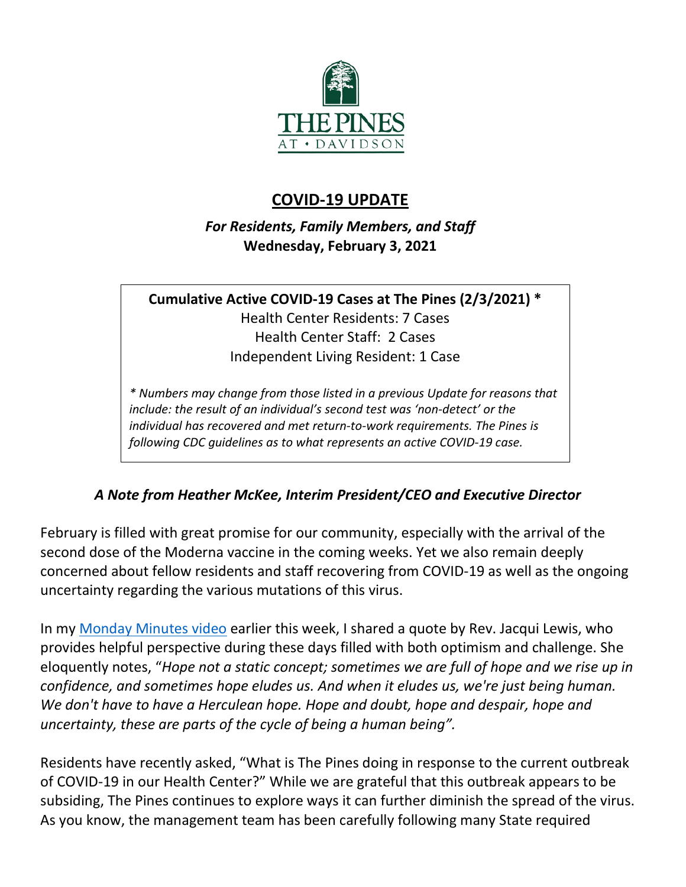THE PINES
AT • DAVIDSON

# COVID-19 UPDATE

***For Residents, Family Members, and Staff***
**Wednesday, February 3, 2021**

**Cumulative Active COVID-19 Cases at The Pines (2/3/2021) \***
Health Center Residents: 7 Cases
Health Center Staff: 2 Cases
Independent Living Resident: 1 Case

*\* Numbers may change from those listed in a previous Update for reasons that include: the result of an individual's second test was 'non-detect' or the individual has recovered and met return-to-work requirements. The Pines is following CDC guidelines as to what represents an active COVID-19 case.*

### *A Note from Heather McKee, Interim President/CEO and Executive Director*

February is filled with great promise for our community, especially with the arrival of the second dose of the Moderna vaccine in the coming weeks. Yet we also remain deeply concerned about fellow residents and staff recovering from COVID-19 as well as the ongoing uncertainty regarding the various mutations of this virus.

In my Monday Minutes video earlier this week, I shared a quote by Rev. Jacqui Lewis, who provides helpful perspective during these days filled with both optimism and challenge. She eloquently notes, "*Hope not a static concept; sometimes we are full of hope and we rise up in confidence, and sometimes hope eludes us. And when it eludes us, we're just being human. We don't have to have a Herculean hope. Hope and doubt, hope and despair, hope and uncertainty, these are parts of the cycle of being a human being".*

Residents have recently asked, "What is The Pines doing in response to the current outbreak of COVID-19 in our Health Center?" While we are grateful that this outbreak appears to be subsiding, The Pines continues to explore ways it can further diminish the spread of the virus. As you know, the management team has been carefully following many State required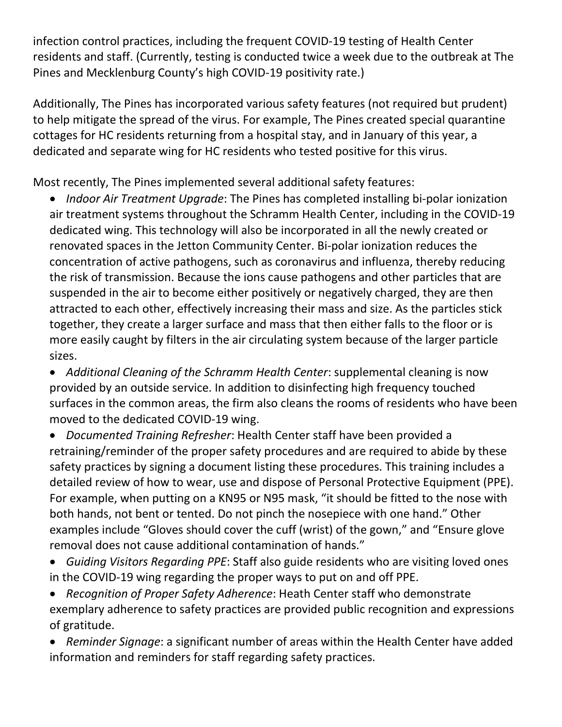infection control practices, including the frequent COVID-19 testing of Health Center residents and staff. (Currently, testing is conducted twice a week due to the outbreak at The Pines and Mecklenburg County's high COVID-19 positivity rate.)

Additionally, The Pines has incorporated various safety features (not required but prudent) to help mitigate the spread of the virus. For example, The Pines created special quarantine cottages for HC residents returning from a hospital stay, and in January of this year, a dedicated and separate wing for HC residents who tested positive for this virus.

Most recently, The Pines implemented several additional safety features:

- *Indoor Air Treatment Upgrade*: The Pines has completed installing bi-polar ionization air treatment systems throughout the Schramm Health Center, including in the COVID-19 dedicated wing. This technology will also be incorporated in all the newly created or renovated spaces in the Jetton Community Center. Bi-polar ionization reduces the concentration of active pathogens, such as coronavirus and influenza, thereby reducing the risk of transmission. Because the ions cause pathogens and other particles that are suspended in the air to become either positively or negatively charged, they are then attracted to each other, effectively increasing their mass and size. As the particles stick together, they create a larger surface and mass that then either falls to the floor or is more easily caught by filters in the air circulating system because of the larger particle sizes.
- *Additional Cleaning of the Schramm Health Center*: supplemental cleaning is now provided by an outside service. In addition to disinfecting high frequency touched surfaces in the common areas, the firm also cleans the rooms of residents who have been moved to the dedicated COVID-19 wing.
- *Documented Training Refresher*: Health Center staff have been provided a retraining/reminder of the proper safety procedures and are required to abide by these safety practices by signing a document listing these procedures. This training includes a detailed review of how to wear, use and dispose of Personal Protective Equipment (PPE). For example, when putting on a KN95 or N95 mask, "it should be fitted to the nose with both hands, not bent or tented. Do not pinch the nosepiece with one hand." Other examples include "Gloves should cover the cuff (wrist) of the gown," and "Ensure glove removal does not cause additional contamination of hands."
- *Guiding Visitors Regarding PPE*: Staff also guide residents who are visiting loved ones in the COVID-19 wing regarding the proper ways to put on and off PPE.
- *Recognition of Proper Safety Adherence*: Heath Center staff who demonstrate exemplary adherence to safety practices are provided public recognition and expressions of gratitude.
- *Reminder Signage*: a significant number of areas within the Health Center have added information and reminders for staff regarding safety practices.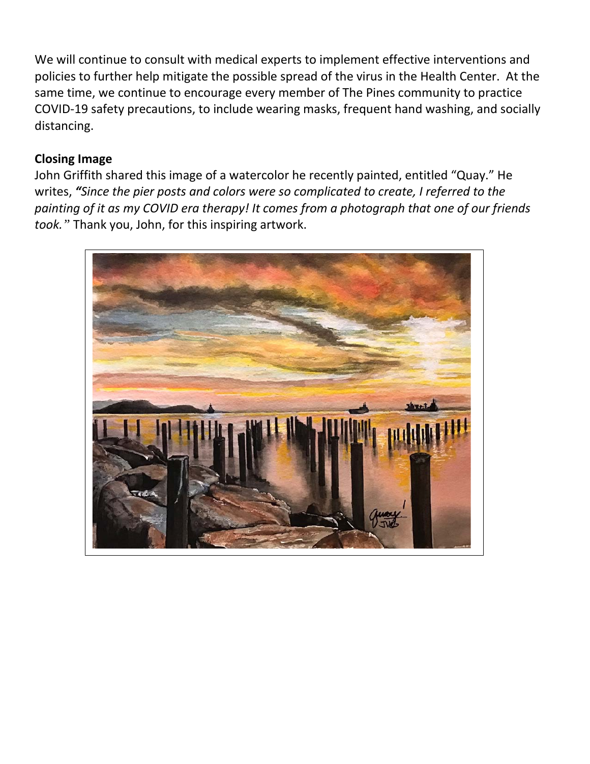We will continue to consult with medical experts to implement effective interventions and policies to further help mitigate the possible spread of the virus in the Health Center. At the same time, we continue to encourage every member of The Pines community to practice COVID-19 safety precautions, to include wearing masks, frequent hand washing, and socially distancing.

**Closing Image**

John Griffith shared this image of a watercolor he recently painted, entitled "Quay." He writes, ***"****Since the pier posts and colors were so complicated to create, I referred to the painting of it as my COVID era therapy! It comes from a photograph that one of our friends took.*" Thank you, John, for this inspiring artwork.